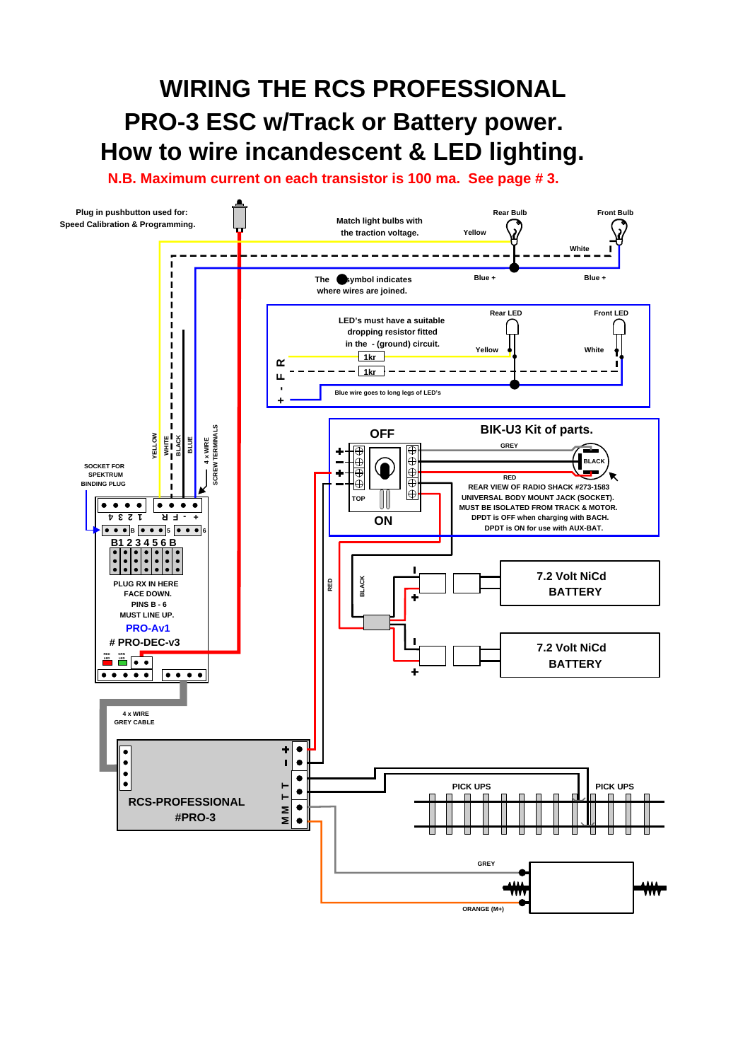# WIRING THE RCS PROFESSIONAL
# PRO-3 ESC w/Track or Battery power.
# How to wire incandescent & LED lighting.

**N.B. Maximum current on each transistor is 100 ma. See page # 3.**

Plug in pushbutton used for:
Speed Calibration & Programming.

Match light bulbs with
the traction voltage.

Rear Bulb

Front Bulb

Yellow

White

Blue +

Blue +

The ● symbol indicates
where wires are joined.

LED's must have a suitable
dropping resistor fitted
in the - (ground) circuit.

Rear LED

Front LED

Yellow

White

1kr

1kr

+ - F R

Blue wire goes to long legs of LED's

YELLOW

WHITE

BLACK

BLUE

4 x WIRE
SCREW TERMINALS

SOCKET FOR
SPEKTRUM
BINDING PLUG

1 2 3 4

+ - F R

B 5 6

B1 2 3 4 5 6 B

PLUG RX IN HERE
FACE DOWN.
PINS B - 6
MUST LINE UP.

PRO-Av1

# PRO-DEC-v3

RED LED

GRN LED

OFF

ON

TOP

BIK-U3 Kit of parts.

GREY

BLACK

RED

REAR VIEW OF RADIO SHACK #273-1583
UNIVERSAL BODY MOUNT JACK (SOCKET).
MUST BE ISOLATED FROM TRACK & MOTOR.
DPDT is OFF when charging with BACH.
DPDT is ON for use with AUX-BAT.

RED

BLACK

7.2 Volt NiCd
BATTERY

7.2 Volt NiCd
BATTERY

4 x WIRE
GREY CABLE

RCS-PROFESSIONAL
#PRO-3

+ - T T M M

PICK UPS

PICK UPS

GREY

ORANGE (M+)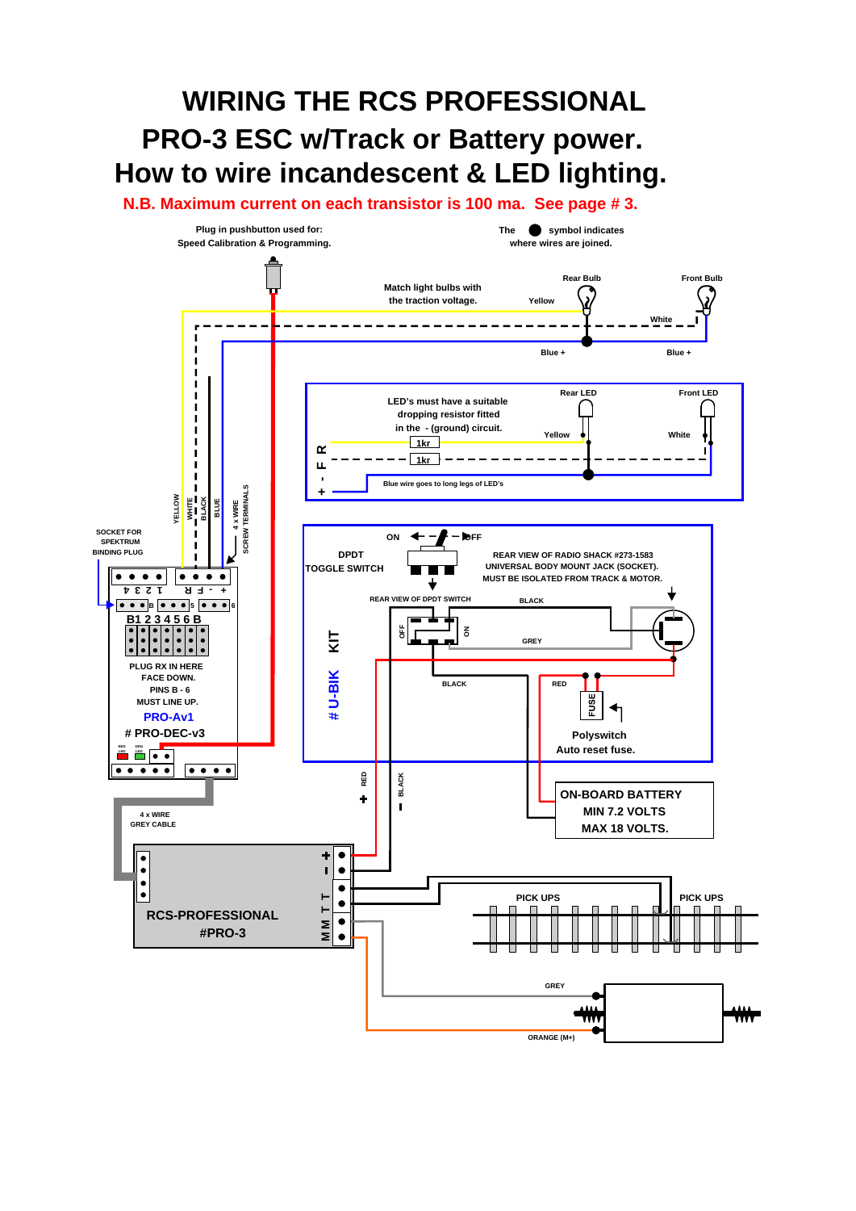# WIRING THE RCS PROFESSIONAL PRO-3 ESC w/Track or Battery power. How to wire incandescent & LED lighting.

**N.B. Maximum current on each transistor is 100 ma. See page # 3.**

Plug in pushbutton used for:
Speed Calibration & Programming.

The ● symbol indicates where wires are joined.

Match light bulbs with the traction voltage.

Rear Bulb

Front Bulb

Yellow

White

Blue +

Blue +

LED's must have a suitable dropping resistor fitted in the - (ground) circuit.

Rear LED

Front LED

Yellow

White

1kr

1kr

R F - +

Blue wire goes to long legs of LED's

YELLOW

WHITE

BLACK

BLUE

4 x WIRE SCREW TERMINALS

SOCKET FOR SPEKTRUM BINDING PLUG

4 3 2 1

R F - +

B 5 6

B1 2 3 4 5 6 B

PLUG RX IN HERE FACE DOWN. PINS B - 6 MUST LINE UP.

PRO-Av1

# PRO-DEC-v3

RED LED

GRN LED

4 x WIRE GREY CABLE

ON ← → OFF

DPDT TOGGLE SWITCH

REAR VIEW OF DPDT SWITCH

OFF

ON

REAR VIEW OF RADIO SHACK #273-1583 UNIVERSAL BODY MOUNT JACK (SOCKET). MUST BE ISOLATED FROM TRACK & MOTOR.

BLACK

GREY

BLACK

RED

FUSE

Polyswitch
Auto reset fuse.

# U-BIK KIT

RED +

BLACK -

ON-BOARD BATTERY
MIN 7.2 VOLTS
MAX 18 VOLTS.

RCS-PROFESSIONAL
#PRO-3

\+ - T T M M

PICK UPS

PICK UPS

GREY

ORANGE (M+)